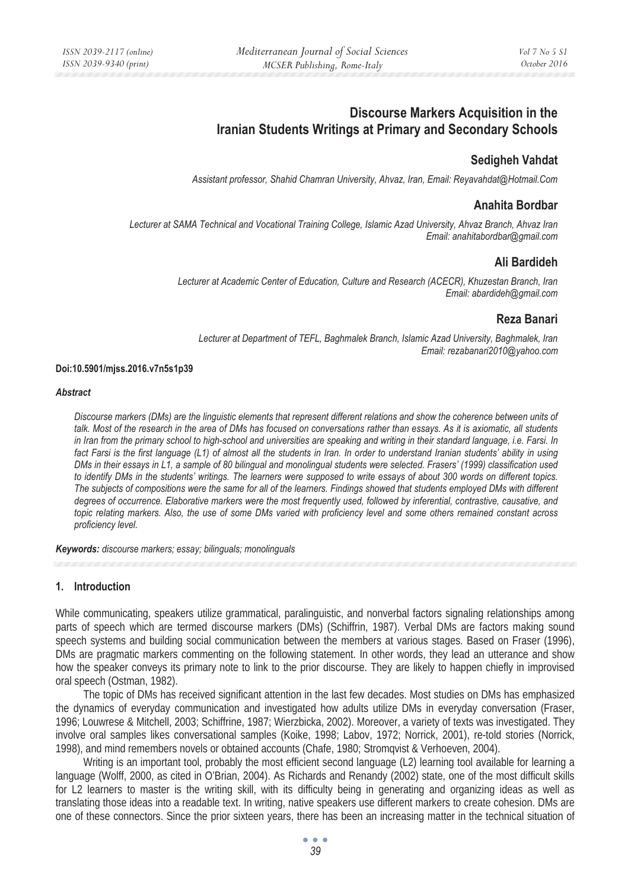# Discourse Markers Acquisition in the Iranian Students Writings at Primary and Secondary Schools

## Sedigheh Vahdat

*Assistant professor, Shahid Chamran University, Ahvaz, Iran, Email: Reyavahdat@Hotmail.Com*

## Anahita Bordbar

*Lecturer at SAMA Technical and Vocational Training College, Islamic Azad University, Ahvaz Branch, Ahvaz Iran*
*Email: anahitabordbar@gmail.com*

## Ali Bardideh

*Lecturer at Academic Center of Education, Culture and Research (ACECR), Khuzestan Branch, Iran*
*Email: abardideh@gmail.com*

## Reza Banari

*Lecturer at Department of TEFL, Baghmalek Branch, Islamic Azad University, Baghmalek, Iran*
*Email: rezabanari2010@yahoo.com*

**Doi:10.5901/mjss.2016.v7n5s1p39**

***Abstract***

*Discourse markers (DMs) are the linguistic elements that represent different relations and show the coherence between units of talk. Most of the research in the area of DMs has focused on conversations rather than essays. As it is axiomatic, all students in Iran from the primary school to high-school and universities are speaking and writing in their standard language, i.e. Farsi. In fact Farsi is the first language (L1) of almost all the students in Iran. In order to understand Iranian students' ability in using DMs in their essays in L1, a sample of 80 bilingual and monolingual students were selected. Frasers' (1999) classification used to identify DMs in the students' writings. The learners were supposed to write essays of about 300 words on different topics. The subjects of compositions were the same for all of the learners. Findings showed that students employed DMs with different degrees of occurrence. Elaborative markers were the most frequently used, followed by inferential, contrastive, causative, and topic relating markers. Also, the use of some DMs varied with proficiency level and some others remained constant across proficiency level.*

***Keywords:*** *discourse markers; essay; bilinguals; monolinguals*

## 1. Introduction

While communicating, speakers utilize grammatical, paralinguistic, and nonverbal factors signaling relationships among parts of speech which are termed discourse markers (DMs) (Schiffrin, 1987). Verbal DMs are factors making sound speech systems and building social communication between the members at various stages. Based on Fraser (1996), DMs are pragmatic markers commenting on the following statement. In other words, they lead an utterance and show how the speaker conveys its primary note to link to the prior discourse. They are likely to happen chiefly in improvised oral speech (Ostman, 1982).

The topic of DMs has received significant attention in the last few decades. Most studies on DMs has emphasized the dynamics of everyday communication and investigated how adults utilize DMs in everyday conversation (Fraser, 1996; Louwrese & Mitchell, 2003; Schiffrine, 1987; Wierzbicka, 2002). Moreover, a variety of texts was investigated. They involve oral samples likes conversational samples (Koike, 1998; Labov, 1972; Norrick, 2001), re-told stories (Norrick, 1998), and mind remembers novels or obtained accounts (Chafe, 1980; Stromqvist & Verhoeven, 2004).

Writing is an important tool, probably the most efficient second language (L2) learning tool available for learning a language (Wolff, 2000, as cited in O'Brian, 2004). As Richards and Renandy (2002) state, one of the most difficult skills for L2 learners to master is the writing skill, with its difficulty being in generating and organizing ideas as well as translating those ideas into a readable text. In writing, native speakers use different markers to create cohesion. DMs are one of these connectors. Since the prior sixteen years, there has been an increasing matter in the technical situation of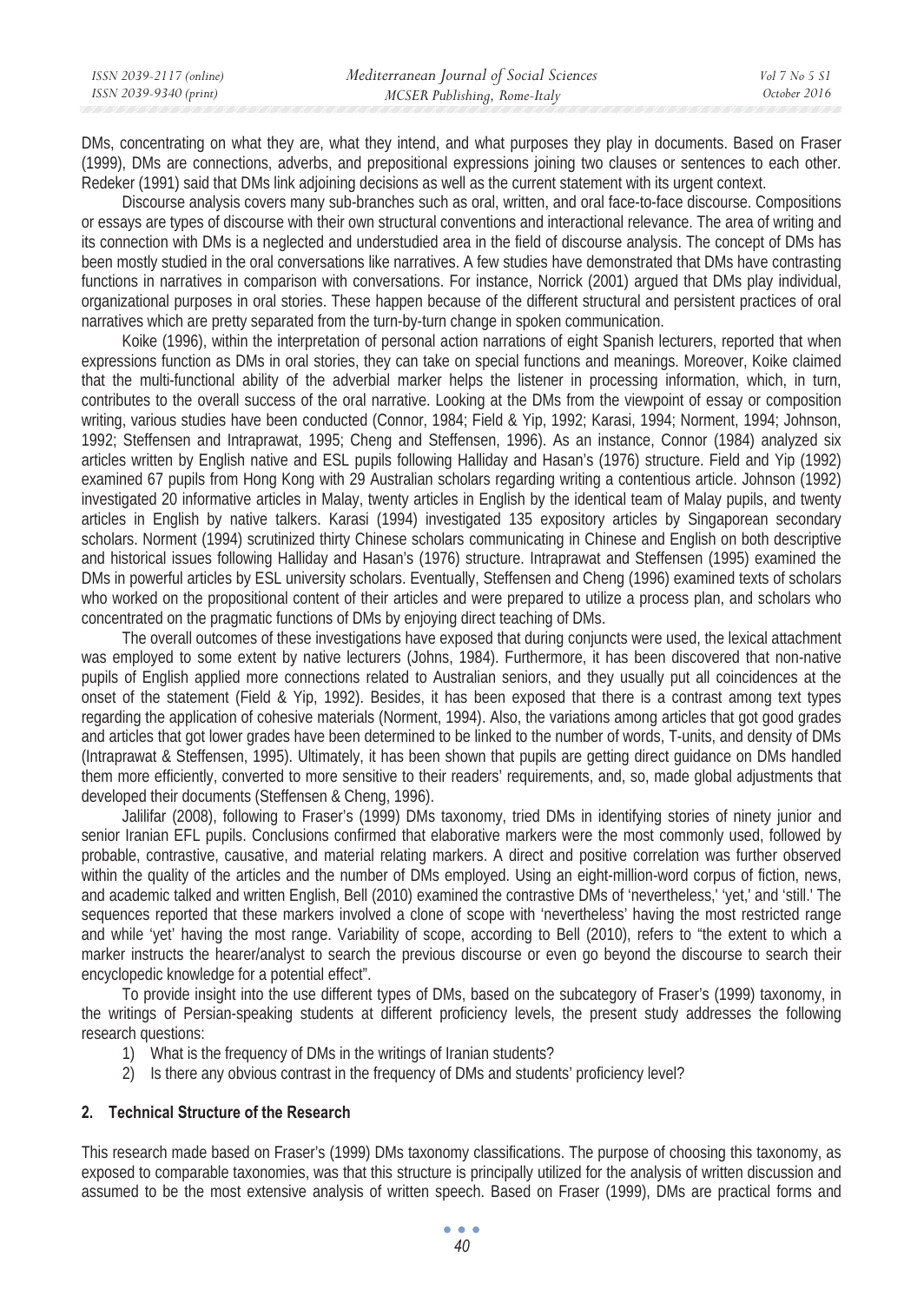DMs, concentrating on what they are, what they intend, and what purposes they play in documents. Based on Fraser (1999), DMs are connections, adverbs, and prepositional expressions joining two clauses or sentences to each other. Redeker (1991) said that DMs link adjoining decisions as well as the current statement with its urgent context.

Discourse analysis covers many sub-branches such as oral, written, and oral face-to-face discourse. Compositions or essays are types of discourse with their own structural conventions and interactional relevance. The area of writing and its connection with DMs is a neglected and understudied area in the field of discourse analysis. The concept of DMs has been mostly studied in the oral conversations like narratives. A few studies have demonstrated that DMs have contrasting functions in narratives in comparison with conversations. For instance, Norrick (2001) argued that DMs play individual, organizational purposes in oral stories. These happen because of the different structural and persistent practices of oral narratives which are pretty separated from the turn-by-turn change in spoken communication.

Koike (1996), within the interpretation of personal action narrations of eight Spanish lecturers, reported that when expressions function as DMs in oral stories, they can take on special functions and meanings. Moreover, Koike claimed that the multi-functional ability of the adverbial marker helps the listener in processing information, which, in turn, contributes to the overall success of the oral narrative. Looking at the DMs from the viewpoint of essay or composition writing, various studies have been conducted (Connor, 1984; Field & Yip, 1992; Karasi, 1994; Norment, 1994; Johnson, 1992; Steffensen and Intraprawat, 1995; Cheng and Steffensen, 1996). As an instance, Connor (1984) analyzed six articles written by English native and ESL pupils following Halliday and Hasan's (1976) structure. Field and Yip (1992) examined 67 pupils from Hong Kong with 29 Australian scholars regarding writing a contentious article. Johnson (1992) investigated 20 informative articles in Malay, twenty articles in English by the identical team of Malay pupils, and twenty articles in English by native talkers. Karasi (1994) investigated 135 expository articles by Singaporean secondary scholars. Norment (1994) scrutinized thirty Chinese scholars communicating in Chinese and English on both descriptive and historical issues following Halliday and Hasan's (1976) structure. Intraprawat and Steffensen (1995) examined the DMs in powerful articles by ESL university scholars. Eventually, Steffensen and Cheng (1996) examined texts of scholars who worked on the propositional content of their articles and were prepared to utilize a process plan, and scholars who concentrated on the pragmatic functions of DMs by enjoying direct teaching of DMs.

The overall outcomes of these investigations have exposed that during conjuncts were used, the lexical attachment was employed to some extent by native lecturers (Johns, 1984). Furthermore, it has been discovered that non-native pupils of English applied more connections related to Australian seniors, and they usually put all coincidences at the onset of the statement (Field & Yip, 1992). Besides, it has been exposed that there is a contrast among text types regarding the application of cohesive materials (Norment, 1994). Also, the variations among articles that got good grades and articles that got lower grades have been determined to be linked to the number of words, T-units, and density of DMs (Intraprawat & Steffensen, 1995). Ultimately, it has been shown that pupils are getting direct guidance on DMs handled them more efficiently, converted to more sensitive to their readers' requirements, and, so, made global adjustments that developed their documents (Steffensen & Cheng, 1996).

Jalilifar (2008), following to Fraser's (1999) DMs taxonomy, tried DMs in identifying stories of ninety junior and senior Iranian EFL pupils. Conclusions confirmed that elaborative markers were the most commonly used, followed by probable, contrastive, causative, and material relating markers. A direct and positive correlation was further observed within the quality of the articles and the number of DMs employed. Using an eight-million-word corpus of fiction, news, and academic talked and written English, Bell (2010) examined the contrastive DMs of 'nevertheless,' 'yet,' and 'still.' The sequences reported that these markers involved a clone of scope with 'nevertheless' having the most restricted range and while 'yet' having the most range. Variability of scope, according to Bell (2010), refers to "the extent to which a marker instructs the hearer/analyst to search the previous discourse or even go beyond the discourse to search their encyclopedic knowledge for a potential effect".

To provide insight into the use different types of DMs, based on the subcategory of Fraser's (1999) taxonomy, in the writings of Persian-speaking students at different proficiency levels, the present study addresses the following research questions:

1) What is the frequency of DMs in the writings of Iranian students?
2) Is there any obvious contrast in the frequency of DMs and students' proficiency level?

## 2. Technical Structure of the Research

This research made based on Fraser's (1999) DMs taxonomy classifications. The purpose of choosing this taxonomy, as exposed to comparable taxonomies, was that this structure is principally utilized for the analysis of written discussion and assumed to be the most extensive analysis of written speech. Based on Fraser (1999), DMs are practical forms and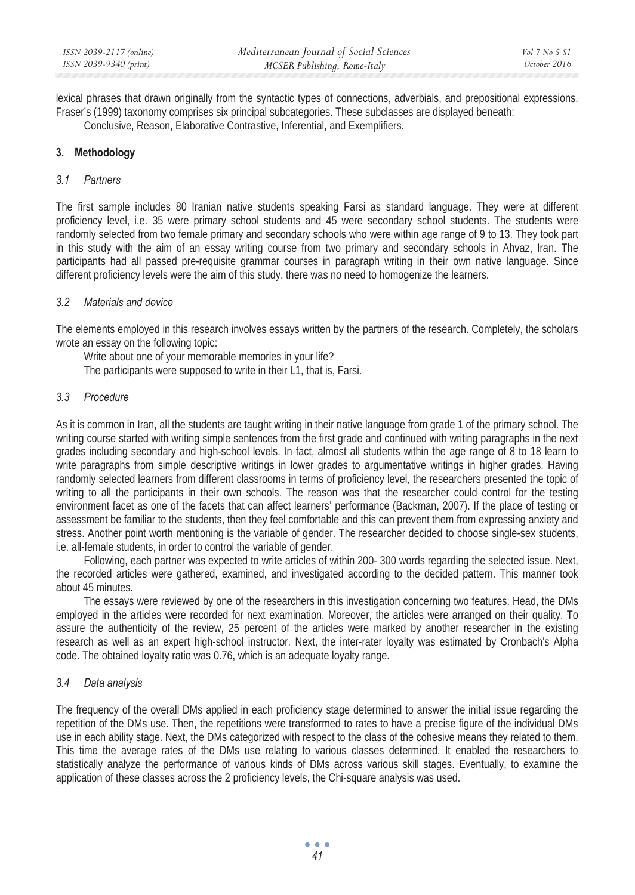lexical phrases that drawn originally from the syntactic types of connections, adverbials, and prepositional expressions. Fraser's (1999) taxonomy comprises six principal subcategories. These subclasses are displayed beneath:

Conclusive, Reason, Elaborative Contrastive, Inferential, and Exemplifiers.

## 3. Methodology

### *3.1 Partners*

The first sample includes 80 Iranian native students speaking Farsi as standard language. They were at different proficiency level, i.e. 35 were primary school students and 45 were secondary school students. The students were randomly selected from two female primary and secondary schools who were within age range of 9 to 13. They took part in this study with the aim of an essay writing course from two primary and secondary schools in Ahvaz, Iran. The participants had all passed pre-requisite grammar courses in paragraph writing in their own native language. Since different proficiency levels were the aim of this study, there was no need to homogenize the learners.

### *3.2 Materials and device*

The elements employed in this research involves essays written by the partners of the research. Completely, the scholars wrote an essay on the following topic:

Write about one of your memorable memories in your life?

The participants were supposed to write in their L1, that is, Farsi.

### *3.3 Procedure*

As it is common in Iran, all the students are taught writing in their native language from grade 1 of the primary school. The writing course started with writing simple sentences from the first grade and continued with writing paragraphs in the next grades including secondary and high-school levels. In fact, almost all students within the age range of 8 to 18 learn to write paragraphs from simple descriptive writings in lower grades to argumentative writings in higher grades. Having randomly selected learners from different classrooms in terms of proficiency level, the researchers presented the topic of writing to all the participants in their own schools. The reason was that the researcher could control for the testing environment facet as one of the facets that can affect learners' performance (Backman, 2007). If the place of testing or assessment be familiar to the students, then they feel comfortable and this can prevent them from expressing anxiety and stress. Another point worth mentioning is the variable of gender. The researcher decided to choose single-sex students, i.e. all-female students, in order to control the variable of gender.

Following, each partner was expected to write articles of within 200- 300 words regarding the selected issue. Next, the recorded articles were gathered, examined, and investigated according to the decided pattern. This manner took about 45 minutes.

The essays were reviewed by one of the researchers in this investigation concerning two features. Head, the DMs employed in the articles were recorded for next examination. Moreover, the articles were arranged on their quality. To assure the authenticity of the review, 25 percent of the articles were marked by another researcher in the existing research as well as an expert high-school instructor. Next, the inter-rater loyalty was estimated by Cronbach's Alpha code. The obtained loyalty ratio was 0.76, which is an adequate loyalty range.

### *3.4 Data analysis*

The frequency of the overall DMs applied in each proficiency stage determined to answer the initial issue regarding the repetition of the DMs use. Then, the repetitions were transformed to rates to have a precise figure of the individual DMs use in each ability stage. Next, the DMs categorized with respect to the class of the cohesive means they related to them. This time the average rates of the DMs use relating to various classes determined. It enabled the researchers to statistically analyze the performance of various kinds of DMs across various skill stages. Eventually, to examine the application of these classes across the 2 proficiency levels, the Chi-square analysis was used.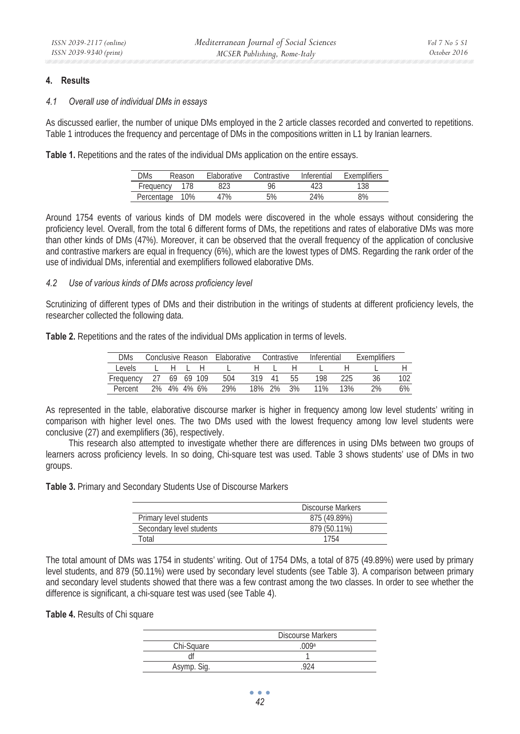## 4. Results

### *4.1 Overall use of individual DMs in essays*

As discussed earlier, the number of unique DMs employed in the 2 article classes recorded and converted to repetitions. Table 1 introduces the frequency and percentage of DMs in the compositions written in L1 by Iranian learners.

**Table 1.** Repetitions and the rates of the individual DMs application on the entire essays.

| DMs | Reason | Elaborative | Contrastive | Inferential | Exemplifiers |
|---|---|---|---|---|---|
| Frequency | 178 | 823 | 96 | 423 | 138 |
| Percentage | 10% | 47% | 5% | 24% | 8% |

Around 1754 events of various kinds of DM models were discovered in the whole essays without considering the proficiency level. Overall, from the total 6 different forms of DMs, the repetitions and rates of elaborative DMs was more than other kinds of DMs (47%). Moreover, it can be observed that the overall frequency of the application of conclusive and contrastive markers are equal in frequency (6%), which are the lowest types of DMS. Regarding the rank order of the use of individual DMs, inferential and exemplifiers followed elaborative DMs.

### *4.2 Use of various kinds of DMs across proficiency level*

Scrutinizing of different types of DMs and their distribution in the writings of students at different proficiency levels, the researcher collected the following data.

**Table 2.** Repetitions and the rates of the individual DMs application in terms of levels.

| DMs | Conclusive | | Reason | | Elaborative | | Contrastive | | Inferential | | Exemplifiers | |
|---|---|---|---|---|---|---|---|---|---|---|---|---|
| Levels | L | H | L | H | L | H | L | H | L | H | L | H |
| Frequency | 27 | 69 | 69 | 109 | 504 | 319 | 41 | 55 | 198 | 225 | 36 | 102 |
| Percent | 2% | 4% | 4% | 6% | 29% | 18% | 2% | 3% | 11% | 13% | 2% | 6% |

As represented in the table, elaborative discourse marker is higher in frequency among low level students' writing in comparison with higher level ones. The two DMs used with the lowest frequency among low level students were conclusive (27) and exemplifiers (36), respectively.

This research also attempted to investigate whether there are differences in using DMs between two groups of learners across proficiency levels. In so doing, Chi-square test was used. Table 3 shows students' use of DMs in two groups.

**Table 3.** Primary and Secondary Students Use of Discourse Markers

| | Discourse Markers |
|---|---|
| Primary level students | 875 (49.89%) |
| Secondary level students | 879 (50.11%) |
| Total | 1754 |

The total amount of DMs was 1754 in students' writing. Out of 1754 DMs, a total of 875 (49.89%) were used by primary level students, and 879 (50.11%) were used by secondary level students (see Table 3). A comparison between primary and secondary level students showed that there was a few contrast among the two classes. In order to see whether the difference is significant, a chi-square test was used (see Table 4).

**Table 4.** Results of Chi square

| | Discourse Markers |
|---|---|
| Chi-Square | .009[a] |
| df | 1 |
| Asymp. Sig. | .924 |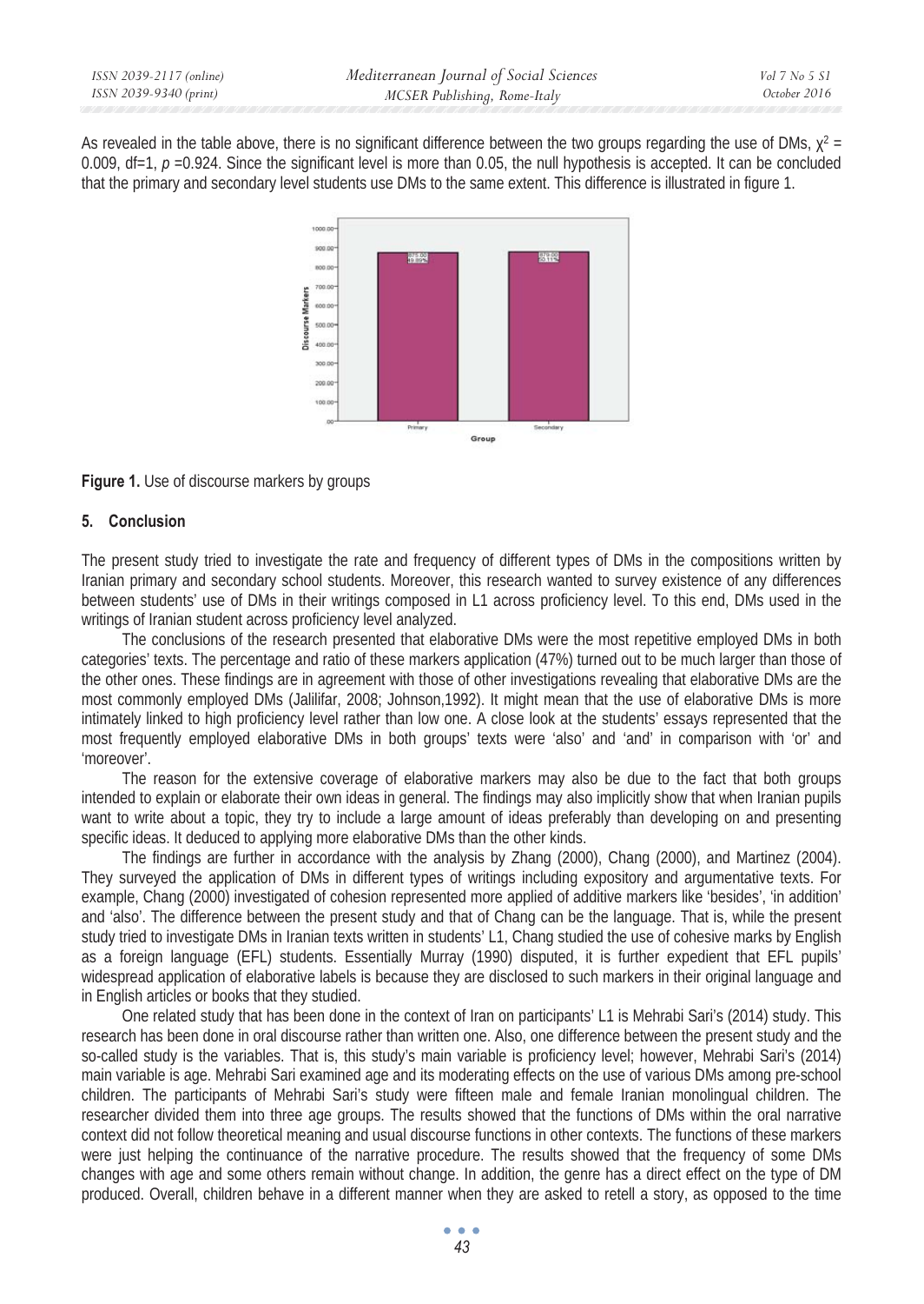As revealed in the table above, there is no significant difference between the two groups regarding the use of DMs, $\chi^2$ = 0.009, df=1, $p$ =0.924. Since the significant level is more than 0.05, the null hypothesis is accepted. It can be concluded that the primary and secondary level students use DMs to the same extent. This difference is illustrated in figure 1.

**Figure 1.** Use of discourse markers by groups

## 5. Conclusion

The present study tried to investigate the rate and frequency of different types of DMs in the compositions written by Iranian primary and secondary school students. Moreover, this research wanted to survey existence of any differences between students' use of DMs in their writings composed in L1 across proficiency level. To this end, DMs used in the writings of Iranian student across proficiency level analyzed.

The conclusions of the research presented that elaborative DMs were the most repetitive employed DMs in both categories' texts. The percentage and ratio of these markers application (47%) turned out to be much larger than those of the other ones. These findings are in agreement with those of other investigations revealing that elaborative DMs are the most commonly employed DMs (Jalilifar, 2008; Johnson,1992). It might mean that the use of elaborative DMs is more intimately linked to high proficiency level rather than low one. A close look at the students' essays represented that the most frequently employed elaborative DMs in both groups' texts were 'also' and 'and' in comparison with 'or' and 'moreover'.

The reason for the extensive coverage of elaborative markers may also be due to the fact that both groups intended to explain or elaborate their own ideas in general. The findings may also implicitly show that when Iranian pupils want to write about a topic, they try to include a large amount of ideas preferably than developing on and presenting specific ideas. It deduced to applying more elaborative DMs than the other kinds.

The findings are further in accordance with the analysis by Zhang (2000), Chang (2000), and Martinez (2004). They surveyed the application of DMs in different types of writings including expository and argumentative texts. For example, Chang (2000) investigated of cohesion represented more applied of additive markers like 'besides', 'in addition' and 'also'. The difference between the present study and that of Chang can be the language. That is, while the present study tried to investigate DMs in Iranian texts written in students' L1, Chang studied the use of cohesive marks by English as a foreign language (EFL) students. Essentially Murray (1990) disputed, it is further expedient that EFL pupils' widespread application of elaborative labels is because they are disclosed to such markers in their original language and in English articles or books that they studied.

One related study that has been done in the context of Iran on participants' L1 is Mehrabi Sari's (2014) study. This research has been done in oral discourse rather than written one. Also, one difference between the present study and the so-called study is the variables. That is, this study's main variable is proficiency level; however, Mehrabi Sari's (2014) main variable is age. Mehrabi Sari examined age and its moderating effects on the use of various DMs among pre-school children. The participants of Mehrabi Sari's study were fifteen male and female Iranian monolingual children. The researcher divided them into three age groups. The results showed that the functions of DMs within the oral narrative context did not follow theoretical meaning and usual discourse functions in other contexts. The functions of these markers were just helping the continuance of the narrative procedure. The results showed that the frequency of some DMs changes with age and some others remain without change. In addition, the genre has a direct effect on the type of DM produced. Overall, children behave in a different manner when they are asked to retell a story, as opposed to the time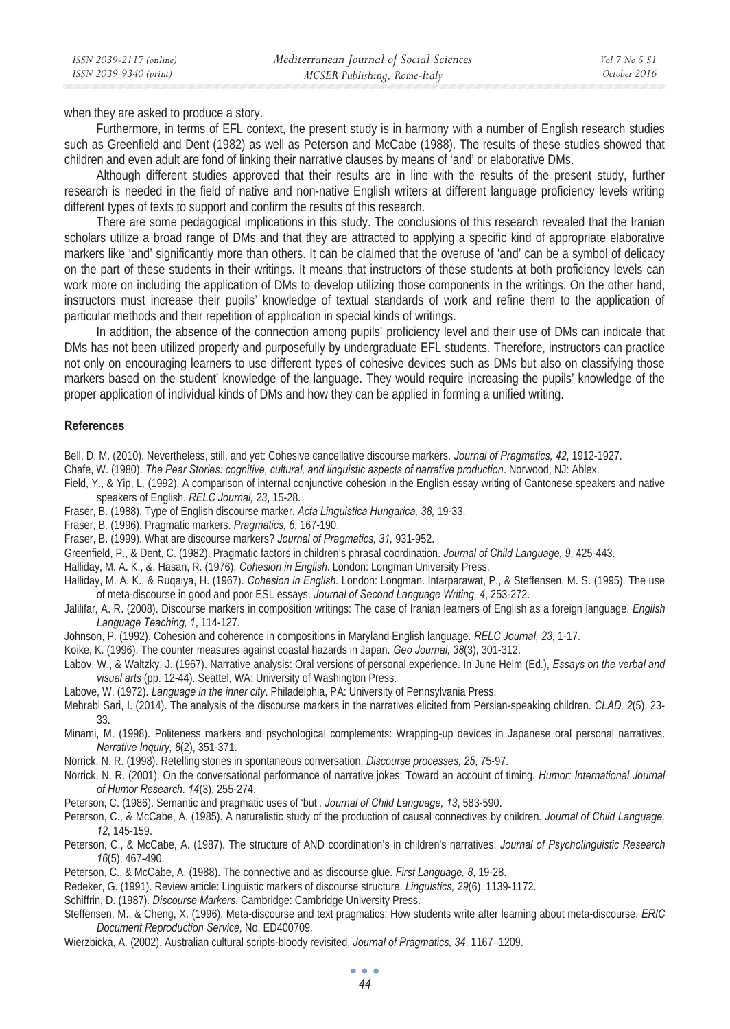when they are asked to produce a story.

Furthermore, in terms of EFL context, the present study is in harmony with a number of English research studies such as Greenfield and Dent (1982) as well as Peterson and McCabe (1988). The results of these studies showed that children and even adult are fond of linking their narrative clauses by means of 'and' or elaborative DMs.

Although different studies approved that their results are in line with the results of the present study, further research is needed in the field of native and non-native English writers at different language proficiency levels writing different types of texts to support and confirm the results of this research.

There are some pedagogical implications in this study. The conclusions of this research revealed that the Iranian scholars utilize a broad range of DMs and that they are attracted to applying a specific kind of appropriate elaborative markers like 'and' significantly more than others. It can be claimed that the overuse of 'and' can be a symbol of delicacy on the part of these students in their writings. It means that instructors of these students at both proficiency levels can work more on including the application of DMs to develop utilizing those components in the writings. On the other hand, instructors must increase their pupils' knowledge of textual standards of work and refine them to the application of particular methods and their repetition of application in special kinds of writings.

In addition, the absence of the connection among pupils' proficiency level and their use of DMs can indicate that DMs has not been utilized properly and purposefully by undergraduate EFL students. Therefore, instructors can practice not only on encouraging learners to use different types of cohesive devices such as DMs but also on classifying those markers based on the student' knowledge of the language. They would require increasing the pupils' knowledge of the proper application of individual kinds of DMs and how they can be applied in forming a unified writing.

## References

Bell, D. M. (2010). Nevertheless, still, and yet: Cohesive cancellative discourse markers. *Journal of Pragmatics, 42*, 1912-1927.

Chafe, W. (1980). *The Pear Stories: cognitive, cultural, and linguistic aspects of narrative production*. Norwood, NJ: Ablex.

Field, Y., & Yip, L. (1992). A comparison of internal conjunctive cohesion in the English essay writing of Cantonese speakers and native speakers of English. *RELC Journal, 23*, 15-28.

Fraser, B. (1988). Type of English discourse marker. *Acta Linguistica Hungarica, 38,* 19-33.

Fraser, B. (1996). Pragmatic markers. *Pragmatics, 6*, 167-190.

Fraser, B. (1999). What are discourse markers? *Journal of Pragmatics, 31,* 931-952.

Greenfield, P., & Dent, C. (1982). Pragmatic factors in children's phrasal coordination. *Journal of Child Language, 9*, 425-443.

Halliday, M. A. K., &. Hasan, R. (1976). *Cohesion in English*. London: Longman University Press.

Halliday, M. A. K., & Ruqaiya, H. (1967). *Cohesion in English.* London: Longman. Intarparawat, P., & Steffensen, M. S. (1995). The use of meta-discourse in good and poor ESL essays. *Journal of Second Language Writing, 4*, 253-272.

Jalilifar, A. R. (2008). Discourse markers in composition writings: The case of Iranian learners of English as a foreign language. *English Language Teaching, 1*, 114-127.

Johnson, P. (1992). Cohesion and coherence in compositions in Maryland English language. *RELC Journal, 23*, 1-17.

Koike, K. (1996). The counter measures against coastal hazards in Japan. *Geo Journal, 38*(3), 301-312.

Labov, W., & Waltzky, J. (1967). Narrative analysis: Oral versions of personal experience. In June Helm (Ed.), *Essays on the verbal and visual arts* (pp. 12-44). Seattel, WA: University of Washington Press.

Labove, W. (1972). *Language in the inner city*. Philadelphia, PA: University of Pennsylvania Press.

Mehrabi Sari, I. (2014). The analysis of the discourse markers in the narratives elicited from Persian-speaking children. *CLAD, 2*(5), 23-33.

Minami, M. (1998). Politeness markers and psychological complements: Wrapping-up devices in Japanese oral personal narratives. *Narrative Inquiry, 8*(2), 351-371.

Norrick, N. R. (1998). Retelling stories in spontaneous conversation. *Discourse processes, 25*, 75-97.

Norrick, N. R. (2001). On the conversational performance of narrative jokes: Toward an account of timing. *Humor: International Journal of Humor Research. 14*(3), 255-274.

Peterson, C. (1986). Semantic and pragmatic uses of 'but'. *Journal of Child Language, 13*, 583-590.

Peterson, C., & McCabe, A. (1985). A naturalistic study of the production of causal connectives by children. *Journal of Child Language, 12*, 145-159.

Peterson, C., & McCabe, A. (1987). The structure of AND coordination's in children's narratives. *Journal of Psycholinguistic Research 16*(5), 467-490.

Peterson, C., & McCabe, A. (1988). The connective and as discourse glue. *First Language, 8*, 19-28.

Redeker, G. (1991). Review article: Linguistic markers of discourse structure. *Linguistics, 29*(6), 1139-1172.

Schiffrin, D. (1987). *Discourse Markers*. Cambridge: Cambridge University Press.

Steffensen, M., & Cheng, X. (1996). Meta-discourse and text pragmatics: How students write after learning about meta-discourse. *ERIC Document Reproduction Service,* No. ED400709*.*

Wierzbicka, A. (2002). Australian cultural scripts-bloody revisited. *Journal of Pragmatics, 34*, 1167–1209.